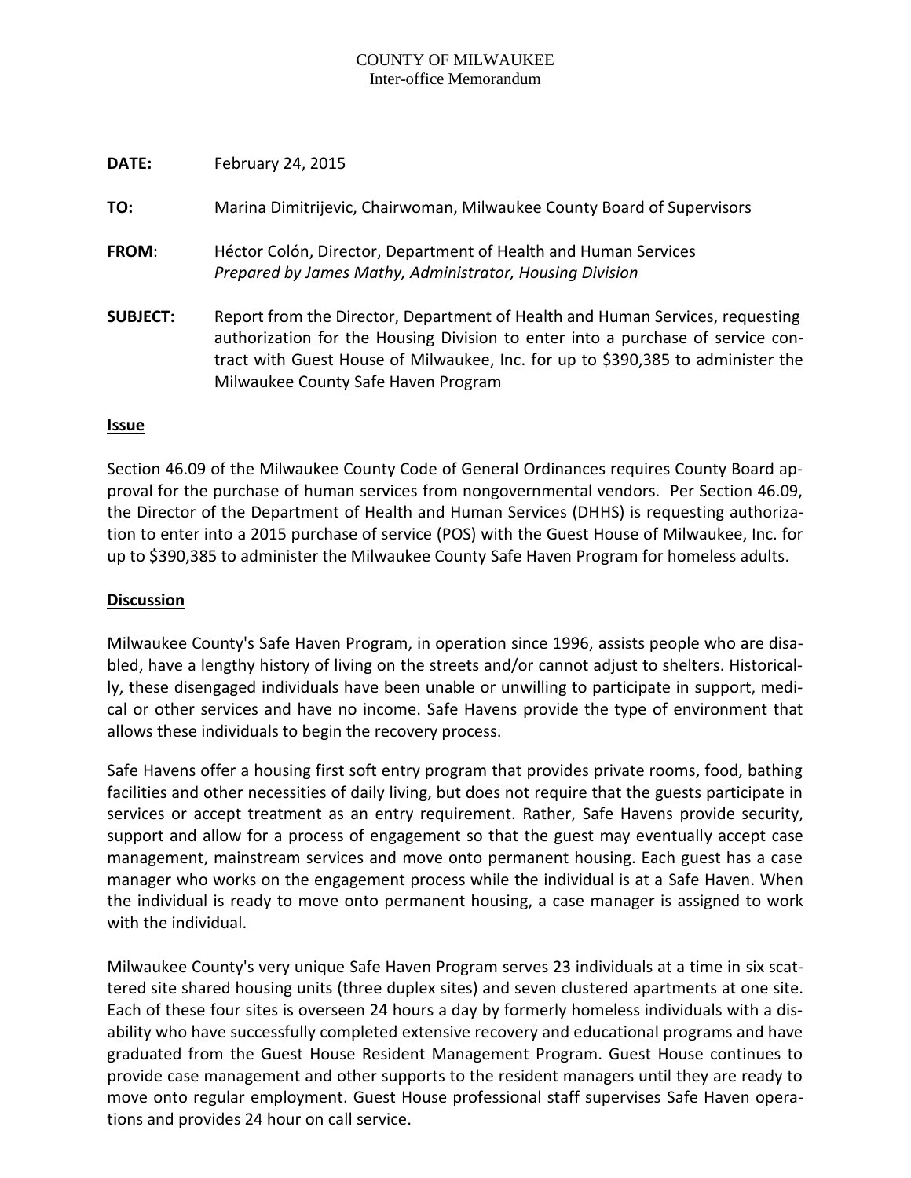COUNTY OF MILWAUKEE
Inter-office Memorandum

**DATE:** February 24, 2015

**TO:** Marina Dimitrijevic, Chairwoman, Milwaukee County Board of Supervisors

**FROM**: Héctor Colón, Director, Department of Health and Human Services
*Prepared by James Mathy, Administrator, Housing Division*

**SUBJECT:** Report from the Director, Department of Health and Human Services, requesting authorization for the Housing Division to enter into a purchase of service contract with Guest House of Milwaukee, Inc. for up to $390,385 to administer the Milwaukee County Safe Haven Program

**Issue**

Section 46.09 of the Milwaukee County Code of General Ordinances requires County Board approval for the purchase of human services from nongovernmental vendors. Per Section 46.09, the Director of the Department of Health and Human Services (DHHS) is requesting authorization to enter into a 2015 purchase of service (POS) with the Guest House of Milwaukee, Inc. for up to $390,385 to administer the Milwaukee County Safe Haven Program for homeless adults.

**Discussion**

Milwaukee County's Safe Haven Program, in operation since 1996, assists people who are disabled, have a lengthy history of living on the streets and/or cannot adjust to shelters. Historically, these disengaged individuals have been unable or unwilling to participate in support, medical or other services and have no income. Safe Havens provide the type of environment that allows these individuals to begin the recovery process.

Safe Havens offer a housing first soft entry program that provides private rooms, food, bathing facilities and other necessities of daily living, but does not require that the guests participate in services or accept treatment as an entry requirement. Rather, Safe Havens provide security, support and allow for a process of engagement so that the guest may eventually accept case management, mainstream services and move onto permanent housing. Each guest has a case manager who works on the engagement process while the individual is at a Safe Haven. When the individual is ready to move onto permanent housing, a case manager is assigned to work with the individual.

Milwaukee County's very unique Safe Haven Program serves 23 individuals at a time in six scattered site shared housing units (three duplex sites) and seven clustered apartments at one site. Each of these four sites is overseen 24 hours a day by formerly homeless individuals with a disability who have successfully completed extensive recovery and educational programs and have graduated from the Guest House Resident Management Program. Guest House continues to provide case management and other supports to the resident managers until they are ready to move onto regular employment. Guest House professional staff supervises Safe Haven operations and provides 24 hour on call service.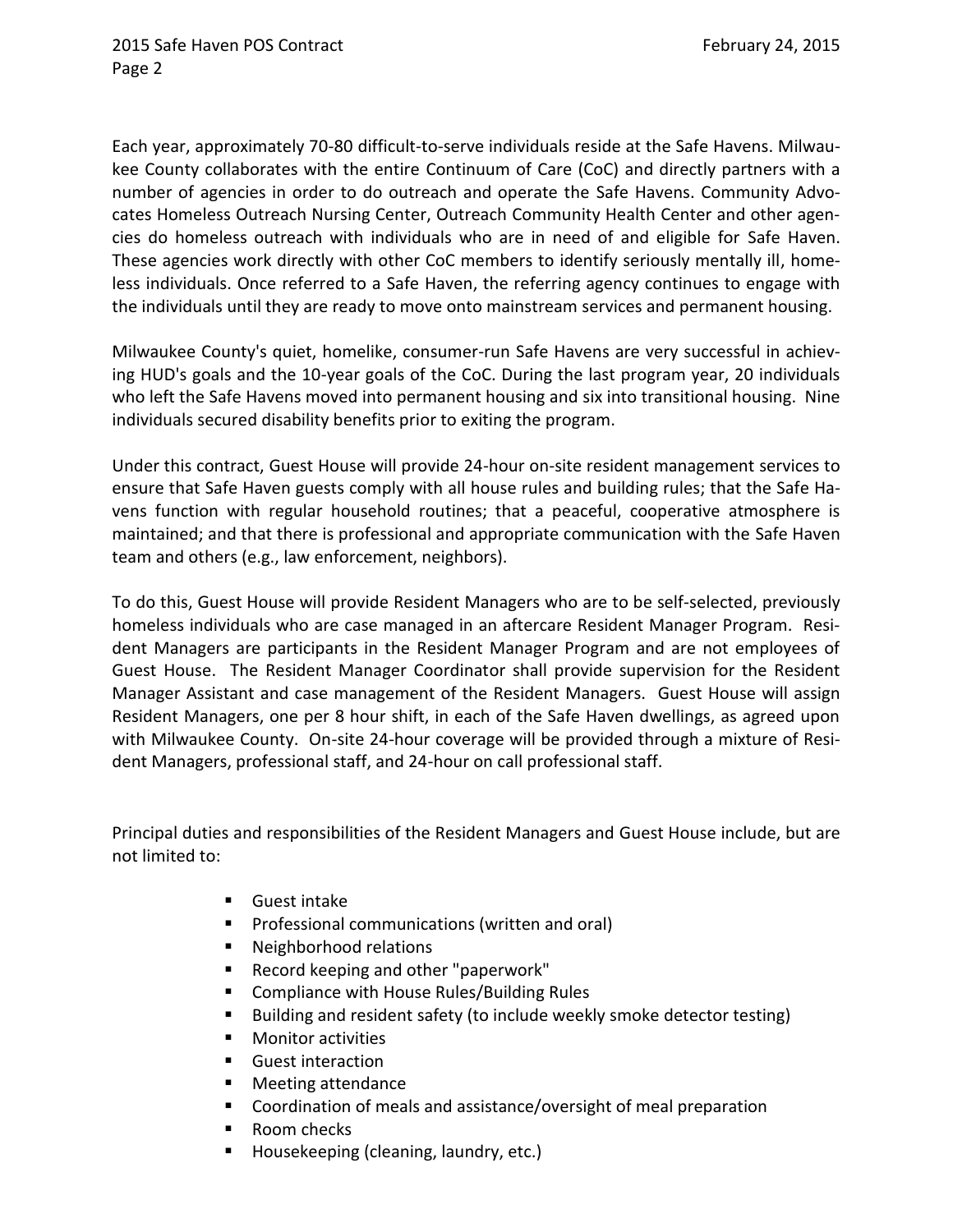Each year, approximately 70-80 difficult-to-serve individuals reside at the Safe Havens. Milwaukee County collaborates with the entire Continuum of Care (CoC) and directly partners with a number of agencies in order to do outreach and operate the Safe Havens. Community Advocates Homeless Outreach Nursing Center, Outreach Community Health Center and other agencies do homeless outreach with individuals who are in need of and eligible for Safe Haven. These agencies work directly with other CoC members to identify seriously mentally ill, homeless individuals. Once referred to a Safe Haven, the referring agency continues to engage with the individuals until they are ready to move onto mainstream services and permanent housing.

Milwaukee County's quiet, homelike, consumer-run Safe Havens are very successful in achieving HUD's goals and the 10-year goals of the CoC. During the last program year, 20 individuals who left the Safe Havens moved into permanent housing and six into transitional housing. Nine individuals secured disability benefits prior to exiting the program.

Under this contract, Guest House will provide 24-hour on-site resident management services to ensure that Safe Haven guests comply with all house rules and building rules; that the Safe Havens function with regular household routines; that a peaceful, cooperative atmosphere is maintained; and that there is professional and appropriate communication with the Safe Haven team and others (e.g., law enforcement, neighbors).

To do this, Guest House will provide Resident Managers who are to be self-selected, previously homeless individuals who are case managed in an aftercare Resident Manager Program. Resident Managers are participants in the Resident Manager Program and are not employees of Guest House. The Resident Manager Coordinator shall provide supervision for the Resident Manager Assistant and case management of the Resident Managers. Guest House will assign Resident Managers, one per 8 hour shift, in each of the Safe Haven dwellings, as agreed upon with Milwaukee County. On-site 24-hour coverage will be provided through a mixture of Resident Managers, professional staff, and 24-hour on call professional staff.

Principal duties and responsibilities of the Resident Managers and Guest House include, but are not limited to:

- Guest intake
- Professional communications (written and oral)
- Neighborhood relations
- Record keeping and other "paperwork"
- Compliance with House Rules/Building Rules
- Building and resident safety (to include weekly smoke detector testing)
- Monitor activities
- Guest interaction
- Meeting attendance
- Coordination of meals and assistance/oversight of meal preparation
- Room checks
- Housekeeping (cleaning, laundry, etc.)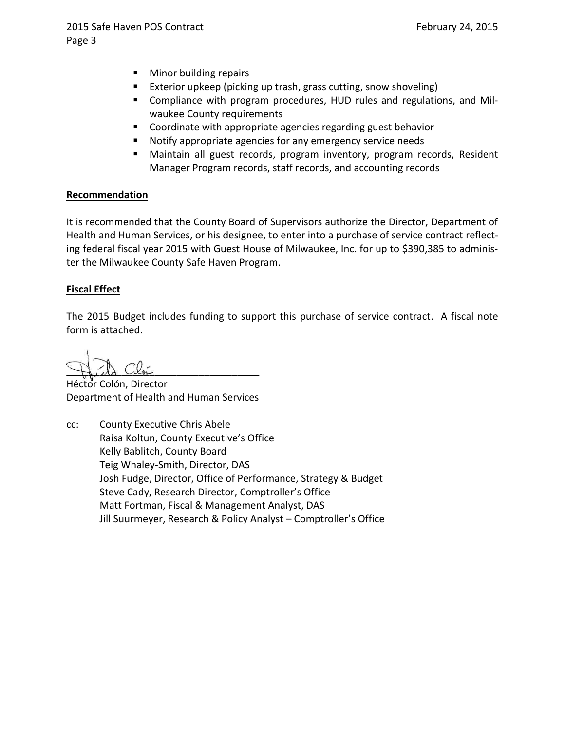- Minor building repairs
- Exterior upkeep (picking up trash, grass cutting, snow shoveling)
- Compliance with program procedures, HUD rules and regulations, and Milwaukee County requirements
- Coordinate with appropriate agencies regarding guest behavior
- Notify appropriate agencies for any emergency service needs
- Maintain all guest records, program inventory, program records, Resident Manager Program records, staff records, and accounting records

**Recommendation**

It is recommended that the County Board of Supervisors authorize the Director, Department of Health and Human Services, or his designee, to enter into a purchase of service contract reflecting federal fiscal year 2015 with Guest House of Milwaukee, Inc. for up to $390,385 to administer the Milwaukee County Safe Haven Program.

**Fiscal Effect**

The 2015 Budget includes funding to support this purchase of service contract. A fiscal note form is attached.

Héctor Colón, Director
Department of Health and Human Services

cc: County Executive Chris Abele
Raisa Koltun, County Executive's Office
Kelly Bablitch, County Board
Teig Whaley-Smith, Director, DAS
Josh Fudge, Director, Office of Performance, Strategy & Budget
Steve Cady, Research Director, Comptroller's Office
Matt Fortman, Fiscal & Management Analyst, DAS
Jill Suurmeyer, Research & Policy Analyst – Comptroller's Office